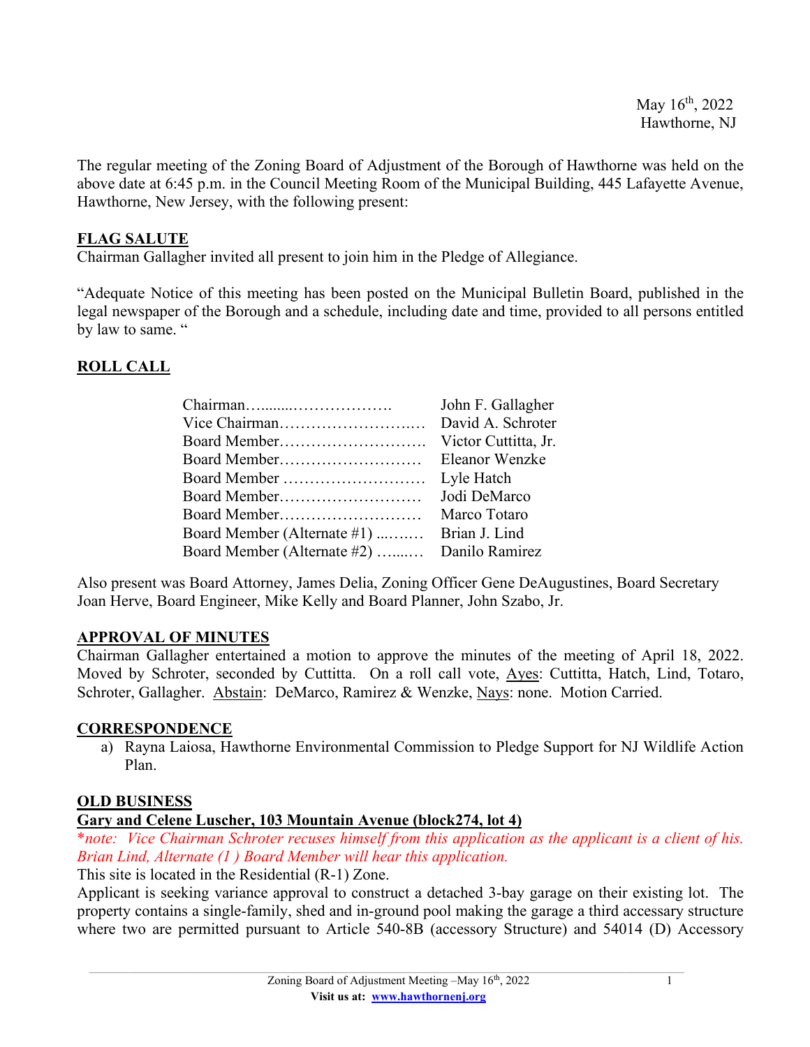May 16th, 2022
Hawthorne, NJ

The regular meeting of the Zoning Board of Adjustment of the Borough of Hawthorne was held on the above date at 6:45 p.m. in the Council Meeting Room of the Municipal Building, 445 Lafayette Avenue, Hawthorne, New Jersey, with the following present:

**FLAG SALUTE**
Chairman Gallagher invited all present to join him in the Pledge of Allegiance.

"Adequate Notice of this meeting has been posted on the Municipal Bulletin Board, published in the legal newspaper of the Borough and a schedule, including date and time, provided to all persons entitled by law to same. "

**ROLL CALL**

| | |
|---|---|
| Chairman……......………………. | John F. Gallagher |
| Vice Chairman……………………..… | David A. Schroter |
| Board Member………………………. | Victor Cuttitta, Jr. |
| Board Member……………………… | Eleanor Wenzke |
| Board Member ……………………… | Lyle Hatch |
| Board Member……………………… | Jodi DeMarco |
| Board Member……………………… | Marco Totaro |
| Board Member (Alternate #1) ...….… | Brian J. Lind |
| Board Member (Alternate #2) …....… | Danilo Ramirez |

Also present was Board Attorney, James Delia, Zoning Officer Gene DeAugustines, Board Secretary Joan Herve, Board Engineer, Mike Kelly and Board Planner, John Szabo, Jr.

**APPROVAL OF MINUTES**
Chairman Gallagher entertained a motion to approve the minutes of the meeting of April 18, 2022. Moved by Schroter, seconded by Cuttitta. On a roll call vote, Ayes: Cuttitta, Hatch, Lind, Totaro, Schroter, Gallagher. Abstain: DeMarco, Ramirez & Wenzke, Nays: none. Motion Carried.

**CORRESPONDENCE**

a) Rayna Laiosa, Hawthorne Environmental Commission to Pledge Support for NJ Wildlife Action Plan.

**OLD BUSINESS**
**Gary and Celene Luscher, 103 Mountain Avenue (block274, lot 4)**
*\*note: Vice Chairman Schroter recuses himself from this application as the applicant is a client of his. Brian Lind, Alternate (1 ) Board Member will hear this application.*
This site is located in the Residential (R-1) Zone.
Applicant is seeking variance approval to construct a detached 3-bay garage on their existing lot. The property contains a single-family, shed and in-ground pool making the garage a third accessary structure where two are permitted pursuant to Article 540-8B (accessory Structure) and 54014 (D) Accessory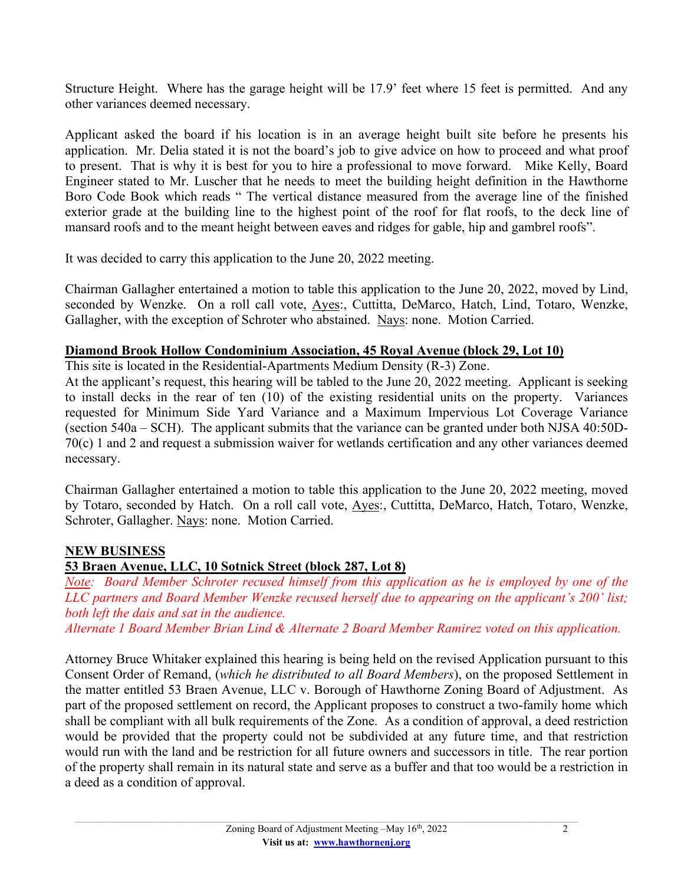Structure Height. Where has the garage height will be 17.9' feet where 15 feet is permitted. And any other variances deemed necessary.

Applicant asked the board if his location is in an average height built site before he presents his application. Mr. Delia stated it is not the board's job to give advice on how to proceed and what proof to present. That is why it is best for you to hire a professional to move forward. Mike Kelly, Board Engineer stated to Mr. Luscher that he needs to meet the building height definition in the Hawthorne Boro Code Book which reads " The vertical distance measured from the average line of the finished exterior grade at the building line to the highest point of the roof for flat roofs, to the deck line of mansard roofs and to the meant height between eaves and ridges for gable, hip and gambrel roofs".

It was decided to carry this application to the June 20, 2022 meeting.

Chairman Gallagher entertained a motion to table this application to the June 20, 2022, moved by Lind, seconded by Wenzke. On a roll call vote, <u>Ayes</u>:, Cuttitta, DeMarco, Hatch, Lind, Totaro, Wenzke, Gallagher, with the exception of Schroter who abstained. <u>Nays</u>: none. Motion Carried.

**<u>Diamond Brook Hollow Condominium Association, 45 Royal Avenue (block 29, Lot 10)</u>**

This site is located in the Residential-Apartments Medium Density (R-3) Zone.

At the applicant's request, this hearing will be tabled to the June 20, 2022 meeting. Applicant is seeking to install decks in the rear of ten (10) of the existing residential units on the property. Variances requested for Minimum Side Yard Variance and a Maximum Impervious Lot Coverage Variance (section 540a – SCH). The applicant submits that the variance can be granted under both NJSA 40:50D-70(c) 1 and 2 and request a submission waiver for wetlands certification and any other variances deemed necessary.

Chairman Gallagher entertained a motion to table this application to the June 20, 2022 meeting, moved by Totaro, seconded by Hatch. On a roll call vote, <u>Ayes</u>:, Cuttitta, DeMarco, Hatch, Totaro, Wenzke, Schroter, Gallagher. <u>Nays</u>: none. Motion Carried.

**<u>NEW BUSINESS</u>**

**<u>53 Braen Avenue, LLC, 10 Sotnick Street (block 287, Lot 8)</u>**

*<u>Note</u>: Board Member Schroter recused himself from this application as he is employed by one of the LLC partners and Board Member Wenzke recused herself due to appearing on the applicant's 200' list; both left the dais and sat in the audience.*

*Alternate 1 Board Member Brian Lind & Alternate 2 Board Member Ramirez voted on this application.*

Attorney Bruce Whitaker explained this hearing is being held on the revised Application pursuant to this Consent Order of Remand, (*which he distributed to all Board Members*), on the proposed Settlement in the matter entitled 53 Braen Avenue, LLC v. Borough of Hawthorne Zoning Board of Adjustment. As part of the proposed settlement on record, the Applicant proposes to construct a two-family home which shall be compliant with all bulk requirements of the Zone. As a condition of approval, a deed restriction would be provided that the property could not be subdivided at any future time, and that restriction would run with the land and be restriction for all future owners and successors in title. The rear portion of the property shall remain in its natural state and serve as a buffer and that too would be a restriction in a deed as a condition of approval.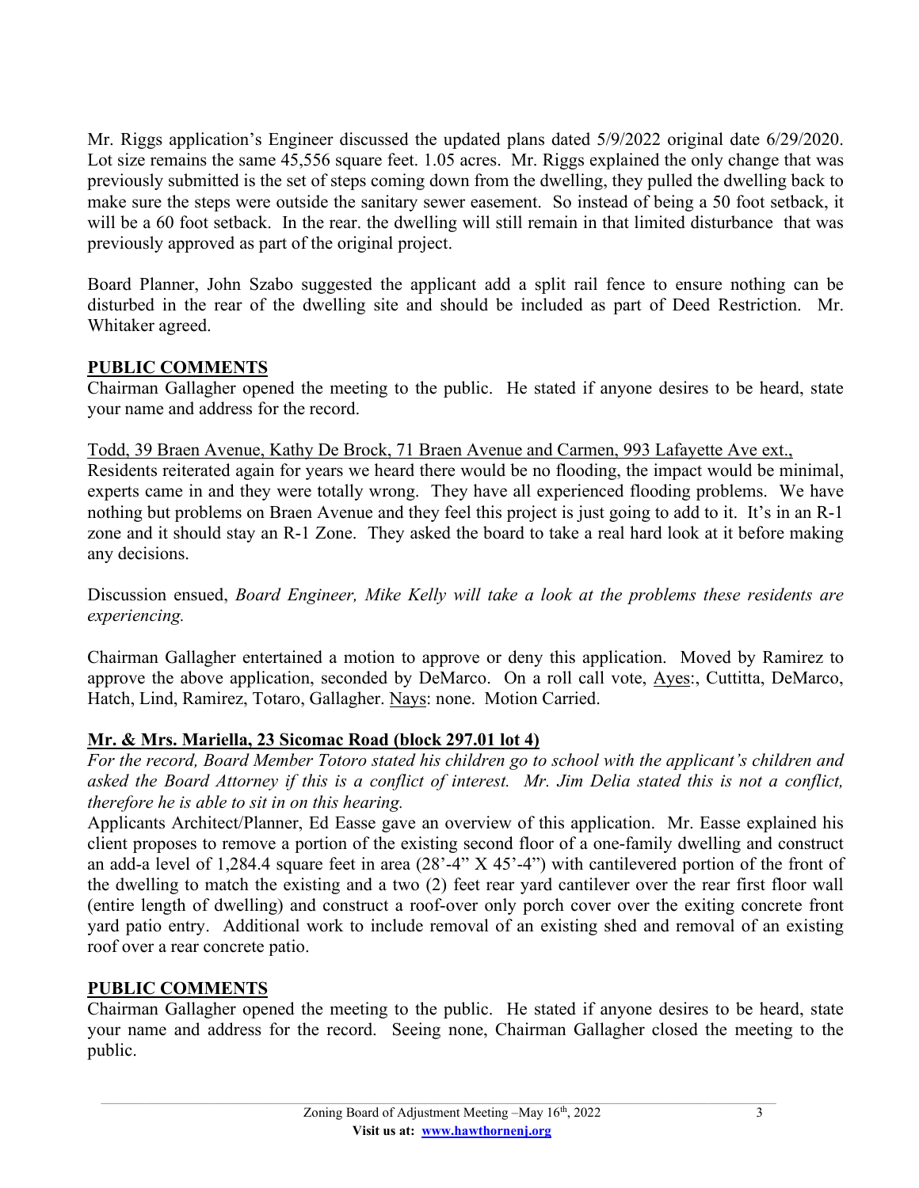Mr. Riggs application's Engineer discussed the updated plans dated 5/9/2022 original date 6/29/2020. Lot size remains the same 45,556 square feet. 1.05 acres. Mr. Riggs explained the only change that was previously submitted is the set of steps coming down from the dwelling, they pulled the dwelling back to make sure the steps were outside the sanitary sewer easement. So instead of being a 50 foot setback, it will be a 60 foot setback. In the rear. the dwelling will still remain in that limited disturbance that was previously approved as part of the original project.

Board Planner, John Szabo suggested the applicant add a split rail fence to ensure nothing can be disturbed in the rear of the dwelling site and should be included as part of Deed Restriction. Mr. Whitaker agreed.

**PUBLIC COMMENTS**

Chairman Gallagher opened the meeting to the public. He stated if anyone desires to be heard, state your name and address for the record.

Todd, 39 Braen Avenue, Kathy De Brock, 71 Braen Avenue and Carmen, 993 Lafayette Ave ext.,

Residents reiterated again for years we heard there would be no flooding, the impact would be minimal, experts came in and they were totally wrong. They have all experienced flooding problems. We have nothing but problems on Braen Avenue and they feel this project is just going to add to it. It's in an R-1 zone and it should stay an R-1 Zone. They asked the board to take a real hard look at it before making any decisions.

Discussion ensued, *Board Engineer, Mike Kelly will take a look at the problems these residents are experiencing.*

Chairman Gallagher entertained a motion to approve or deny this application. Moved by Ramirez to approve the above application, seconded by DeMarco. On a roll call vote, Ayes:, Cuttitta, DeMarco, Hatch, Lind, Ramirez, Totaro, Gallagher. Nays: none. Motion Carried.

**Mr. & Mrs. Mariella, 23 Sicomac Road (block 297.01 lot 4)**

*For the record, Board Member Totoro stated his children go to school with the applicant's children and asked the Board Attorney if this is a conflict of interest. Mr. Jim Delia stated this is not a conflict, therefore he is able to sit in on this hearing.*

Applicants Architect/Planner, Ed Easse gave an overview of this application. Mr. Easse explained his client proposes to remove a portion of the existing second floor of a one-family dwelling and construct an add-a level of 1,284.4 square feet in area (28'-4" X 45'-4") with cantilevered portion of the front of the dwelling to match the existing and a two (2) feet rear yard cantilever over the rear first floor wall (entire length of dwelling) and construct a roof-over only porch cover over the exiting concrete front yard patio entry. Additional work to include removal of an existing shed and removal of an existing roof over a rear concrete patio.

**PUBLIC COMMENTS**

Chairman Gallagher opened the meeting to the public. He stated if anyone desires to be heard, state your name and address for the record. Seeing none, Chairman Gallagher closed the meeting to the public.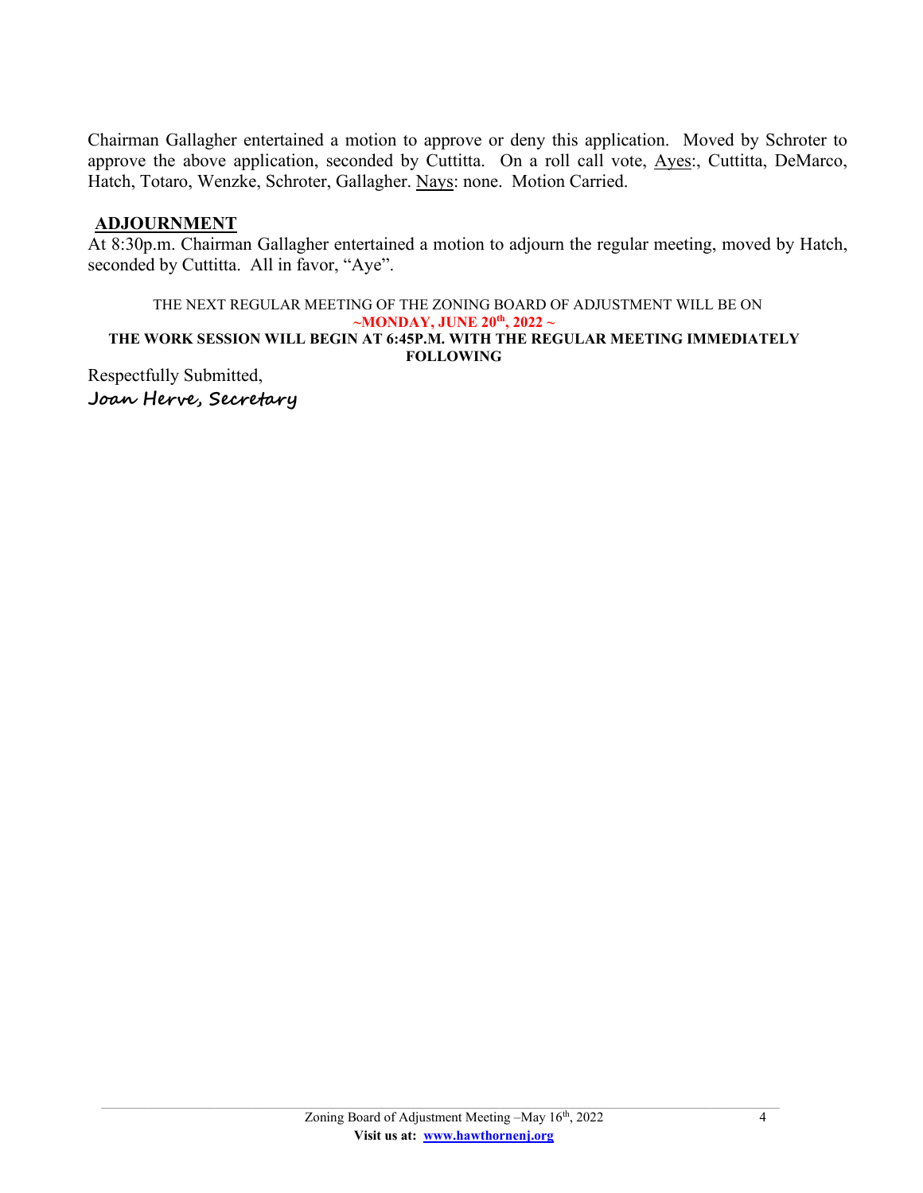Chairman Gallagher entertained a motion to approve or deny this application. Moved by Schroter to approve the above application, seconded by Cuttitta. On a roll call vote, Ayes:, Cuttitta, DeMarco, Hatch, Totaro, Wenzke, Schroter, Gallagher. Nays: none. Motion Carried.

## ADJOURNMENT

At 8:30p.m. Chairman Gallagher entertained a motion to adjourn the regular meeting, moved by Hatch, seconded by Cuttitta. All in favor, "Aye".

THE NEXT REGULAR MEETING OF THE ZONING BOARD OF ADJUSTMENT WILL BE ON

**~MONDAY, JUNE 20th, 2022 ~**

**THE WORK SESSION WILL BEGIN AT 6:45P.M. WITH THE REGULAR MEETING IMMEDIATELY FOLLOWING**

Respectfully Submitted,

**Joan Herve, Secretary**